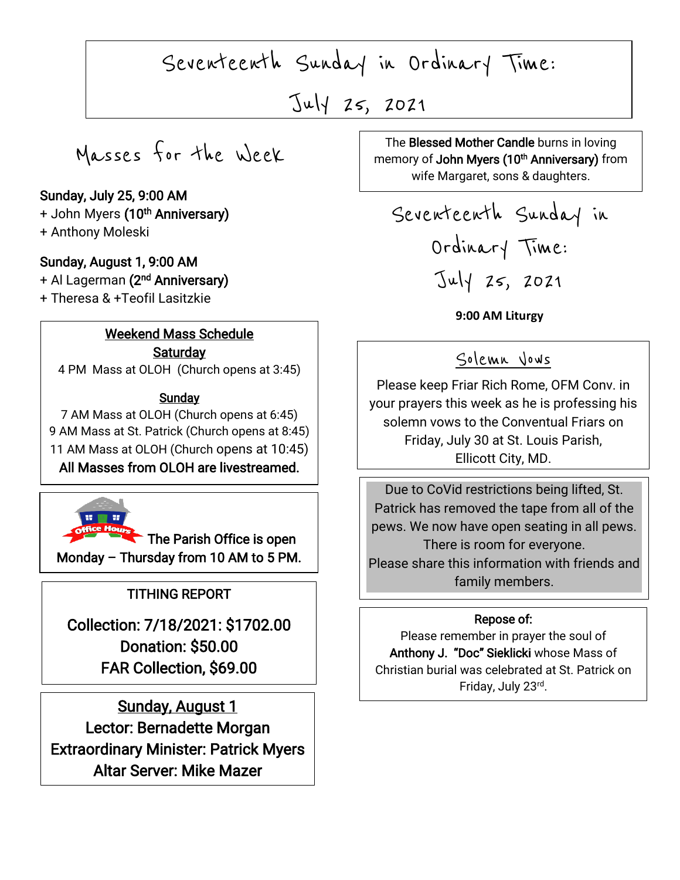# Seventeenth Sunday in Ordinary Time: July 25, 2021

## Masses for the Week

**Sunday, July 25, 9:00 AM**
+ John Myers **(10th Anniversary)**
+ Anthony Moleski

**Sunday, August 1, 9:00 AM**
+ Al Lagerman **(2nd Anniversary)**
+ Theresa & +Teofil Lasitzkie

**Weekend Mass Schedule**

**Saturday**
4 PM Mass at OLOH (Church opens at 3:45)

**Sunday**
7 AM Mass at OLOH (Church opens at 6:45)
9 AM Mass at St. Patrick (Church opens at 8:45)
11 AM Mass at OLOH (Church opens at 10:45)
**All Masses from OLOH are livestreamed.**

Office Hours

**The Parish Office is open Monday – Thursday from 10 AM to 5 PM.**

TITHING REPORT

**Collection: 7/18/2021: $1702.00**
**Donation: $50.00**
**FAR Collection, $69.00**

**Sunday, August 1**
**Lector: Bernadette Morgan**
**Extraordinary Minister: Patrick Myers**
**Altar Server: Mike Mazer**

The **Blessed Mother Candle** burns in loving memory of **John Myers (10th Anniversary)** from wife Margaret, sons & daughters.

## Seventeenth Sunday in Ordinary Time: July 25, 2021

**9:00 AM Liturgy**

### Solemn Vows

Please keep Friar Rich Rome, OFM Conv. in your prayers this week as he is professing his solemn vows to the Conventual Friars on Friday, July 30 at St. Louis Parish, Ellicott City, MD.

Due to CoVid restrictions being lifted, St. Patrick has removed the tape from all of the pews. We now have open seating in all pews. There is room for everyone.
Please share this information with friends and family members.

**Repose of:**
Please remember in prayer the soul of **Anthony J. "Doc" Sieklicki** whose Mass of Christian burial was celebrated at St. Patrick on Friday, July 23rd.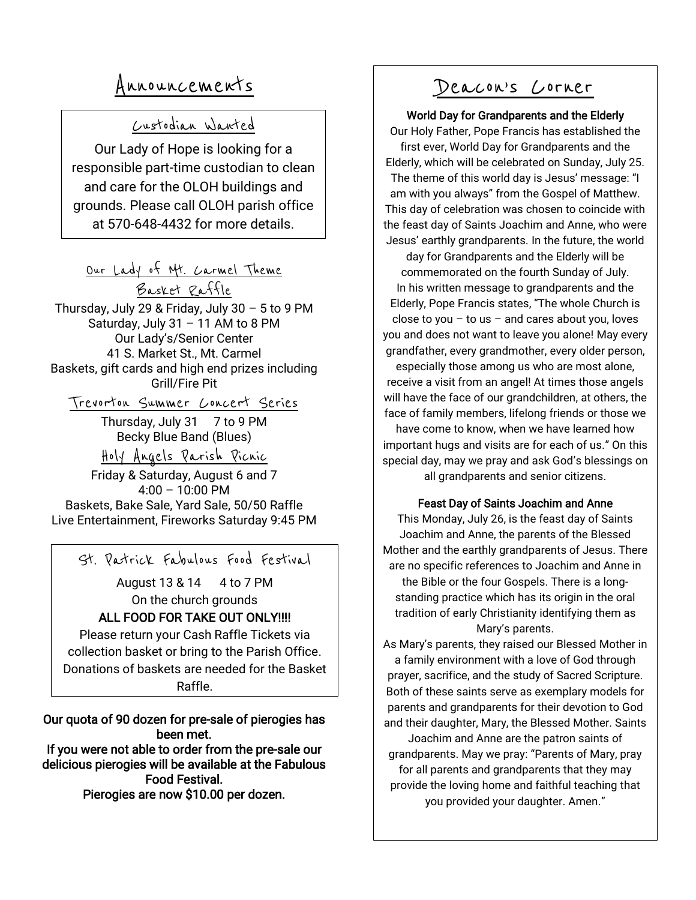# Announcements

## Custodian Wanted

Our Lady of Hope is looking for a responsible part-time custodian to clean and care for the OLOH buildings and grounds. Please call OLOH parish office at 570-648-4432 for more details.

## Our Lady of Mt. Carmel Theme Basket Raffle

Thursday, July 29 & Friday, July 30 – 5 to 9 PM
Saturday, July 31 – 11 AM to 8 PM
Our Lady's/Senior Center
41 S. Market St., Mt. Carmel
Baskets, gift cards and high end prizes including Grill/Fire Pit

## Trevorton Summer Concert Series

Thursday, July 31 7 to 9 PM
Becky Blue Band (Blues)

## Holy Angels Parish Picnic

Friday & Saturday, August 6 and 7
4:00 – 10:00 PM
Baskets, Bake Sale, Yard Sale, 50/50 Raffle
Live Entertainment, Fireworks Saturday 9:45 PM

## St. Patrick Fabulous Food Festival

August 13 & 14 4 to 7 PM
On the church grounds
**ALL FOOD FOR TAKE OUT ONLY!!!!**
Please return your Cash Raffle Tickets via collection basket or bring to the Parish Office.
Donations of baskets are needed for the Basket Raffle.

**Our quota of 90 dozen for pre-sale of pierogies has been met.**
**If you were not able to order from the pre-sale our delicious pierogies will be available at the Fabulous Food Festival.**
**Pierogies are now $10.00 per dozen.**

# Deacon's Corner

**World Day for Grandparents and the Elderly**

Our Holy Father, Pope Francis has established the first ever, World Day for Grandparents and the Elderly, which will be celebrated on Sunday, July 25. The theme of this world day is Jesus' message: "I am with you always" from the Gospel of Matthew. This day of celebration was chosen to coincide with the feast day of Saints Joachim and Anne, who were Jesus' earthly grandparents. In the future, the world day for Grandparents and the Elderly will be commemorated on the fourth Sunday of July.

In his written message to grandparents and the Elderly, Pope Francis states, "The whole Church is close to you – to us – and cares about you, loves you and does not want to leave you alone! May every grandfather, every grandmother, every older person, especially those among us who are most alone, receive a visit from an angel! At times those angels will have the face of our grandchildren, at others, the face of family members, lifelong friends or those we have come to know, when we have learned how important hugs and visits are for each of us." On this special day, may we pray and ask God's blessings on all grandparents and senior citizens.

**Feast Day of Saints Joachim and Anne**

This Monday, July 26, is the feast day of Saints Joachim and Anne, the parents of the Blessed Mother and the earthly grandparents of Jesus. There are no specific references to Joachim and Anne in the Bible or the four Gospels. There is a long-standing practice which has its origin in the oral tradition of early Christianity identifying them as Mary's parents.

As Mary's parents, they raised our Blessed Mother in a family environment with a love of God through prayer, sacrifice, and the study of Sacred Scripture. Both of these saints serve as exemplary models for parents and grandparents for their devotion to God and their daughter, Mary, the Blessed Mother. Saints Joachim and Anne are the patron saints of grandparents. May we pray: "Parents of Mary, pray for all parents and grandparents that they may provide the loving home and faithful teaching that you provided your daughter. Amen."